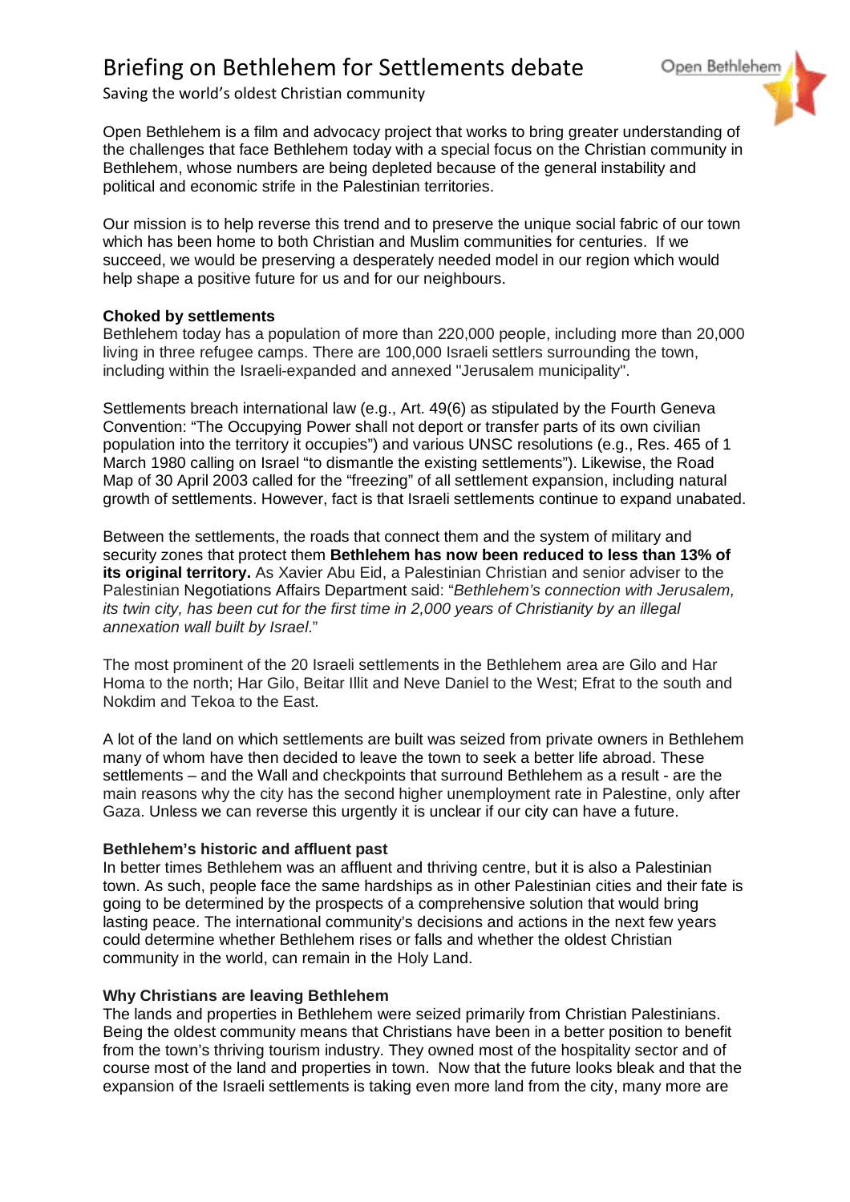# Briefing on Bethlehem for Settlements debate

Saving the world's oldest Christian community

Open Bethlehem is a film and advocacy project that works to bring greater understanding of the challenges that face Bethlehem today with a special focus on the Christian community in Bethlehem, whose numbers are being depleted because of the general instability and political and economic strife in the Palestinian territories.

Our mission is to help reverse this trend and to preserve the unique social fabric of our town which has been home to both Christian and Muslim communities for centuries. If we succeed, we would be preserving a desperately needed model in our region which would help shape a positive future for us and for our neighbours.

**Choked by settlements**

Bethlehem today has a population of more than 220,000 people, including more than 20,000 living in three refugee camps. There are 100,000 Israeli settlers surrounding the town, including within the Israeli-expanded and annexed "Jerusalem municipality".

Settlements breach international law (e.g., Art. 49(6) as stipulated by the Fourth Geneva Convention: "The Occupying Power shall not deport or transfer parts of its own civilian population into the territory it occupies") and various UNSC resolutions (e.g., Res. 465 of 1 March 1980 calling on Israel "to dismantle the existing settlements"). Likewise, the Road Map of 30 April 2003 called for the "freezing" of all settlement expansion, including natural growth of settlements. However, fact is that Israeli settlements continue to expand unabated.

Between the settlements, the roads that connect them and the system of military and security zones that protect them **Bethlehem has now been reduced to less than 13% of its original territory.** As Xavier Abu Eid, a Palestinian Christian and senior adviser to the Palestinian Negotiations Affairs Department said: "*Bethlehem's connection with Jerusalem, its twin city, has been cut for the first time in 2,000 years of Christianity by an illegal annexation wall built by Israel*."

The most prominent of the 20 Israeli settlements in the Bethlehem area are Gilo and Har Homa to the north; Har Gilo, Beitar Illit and Neve Daniel to the West; Efrat to the south and Nokdim and Tekoa to the East.

A lot of the land on which settlements are built was seized from private owners in Bethlehem many of whom have then decided to leave the town to seek a better life abroad. These settlements – and the Wall and checkpoints that surround Bethlehem as a result - are the main reasons why the city has the second higher unemployment rate in Palestine, only after Gaza. Unless we can reverse this urgently it is unclear if our city can have a future.

**Bethlehem's historic and affluent past**

In better times Bethlehem was an affluent and thriving centre, but it is also a Palestinian town. As such, people face the same hardships as in other Palestinian cities and their fate is going to be determined by the prospects of a comprehensive solution that would bring lasting peace. The international community's decisions and actions in the next few years could determine whether Bethlehem rises or falls and whether the oldest Christian community in the world, can remain in the Holy Land.

**Why Christians are leaving Bethlehem**

The lands and properties in Bethlehem were seized primarily from Christian Palestinians. Being the oldest community means that Christians have been in a better position to benefit from the town's thriving tourism industry. They owned most of the hospitality sector and of course most of the land and properties in town. Now that the future looks bleak and that the expansion of the Israeli settlements is taking even more land from the city, many more are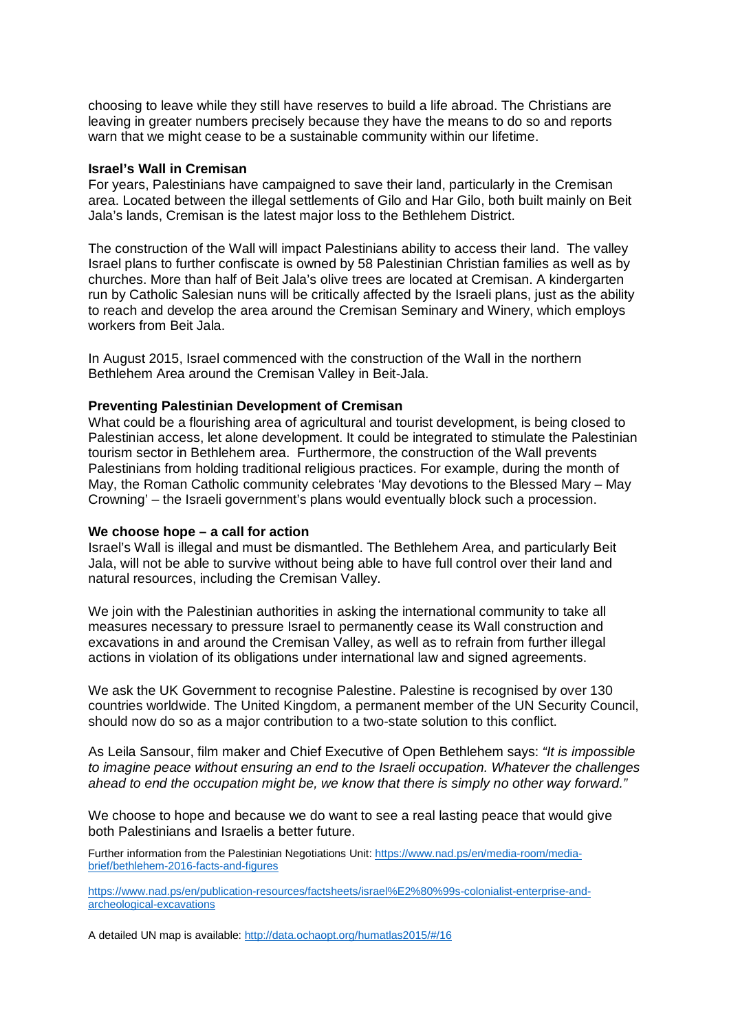choosing to leave while they still have reserves to build a life abroad. The Christians are leaving in greater numbers precisely because they have the means to do so and reports warn that we might cease to be a sustainable community within our lifetime.

**Israel's Wall in Cremisan**

For years, Palestinians have campaigned to save their land, particularly in the Cremisan area. Located between the illegal settlements of Gilo and Har Gilo, both built mainly on Beit Jala's lands, Cremisan is the latest major loss to the Bethlehem District.

The construction of the Wall will impact Palestinians ability to access their land. The valley Israel plans to further confiscate is owned by 58 Palestinian Christian families as well as by churches. More than half of Beit Jala's olive trees are located at Cremisan. A kindergarten run by Catholic Salesian nuns will be critically affected by the Israeli plans, just as the ability to reach and develop the area around the Cremisan Seminary and Winery, which employs workers from Beit Jala.

In August 2015, Israel commenced with the construction of the Wall in the northern Bethlehem Area around the Cremisan Valley in Beit-Jala.

**Preventing Palestinian Development of Cremisan**

What could be a flourishing area of agricultural and tourist development, is being closed to Palestinian access, let alone development. It could be integrated to stimulate the Palestinian tourism sector in Bethlehem area. Furthermore, the construction of the Wall prevents Palestinians from holding traditional religious practices. For example, during the month of May, the Roman Catholic community celebrates 'May devotions to the Blessed Mary – May Crowning' – the Israeli government's plans would eventually block such a procession.

**We choose hope – a call for action**

Israel's Wall is illegal and must be dismantled. The Bethlehem Area, and particularly Beit Jala, will not be able to survive without being able to have full control over their land and natural resources, including the Cremisan Valley.

We join with the Palestinian authorities in asking the international community to take all measures necessary to pressure Israel to permanently cease its Wall construction and excavations in and around the Cremisan Valley, as well as to refrain from further illegal actions in violation of its obligations under international law and signed agreements.

We ask the UK Government to recognise Palestine. Palestine is recognised by over 130 countries worldwide. The United Kingdom, a permanent member of the UN Security Council, should now do so as a major contribution to a two-state solution to this conflict.

As Leila Sansour, film maker and Chief Executive of Open Bethlehem says: *"It is impossible to imagine peace without ensuring an end to the Israeli occupation. Whatever the challenges ahead to end the occupation might be, we know that there is simply no other way forward."*

We choose to hope and because we do want to see a real lasting peace that would give both Palestinians and Israelis a better future.

Further information from the Palestinian Negotiations Unit: https://www.nad.ps/en/media-room/media-brief/bethlehem-2016-facts-and-figures

https://www.nad.ps/en/publication-resources/factsheets/israel%E2%80%99s-colonialist-enterprise-and-archeological-excavations

A detailed UN map is available: http://data.ochaopt.org/humatlas2015/#/16